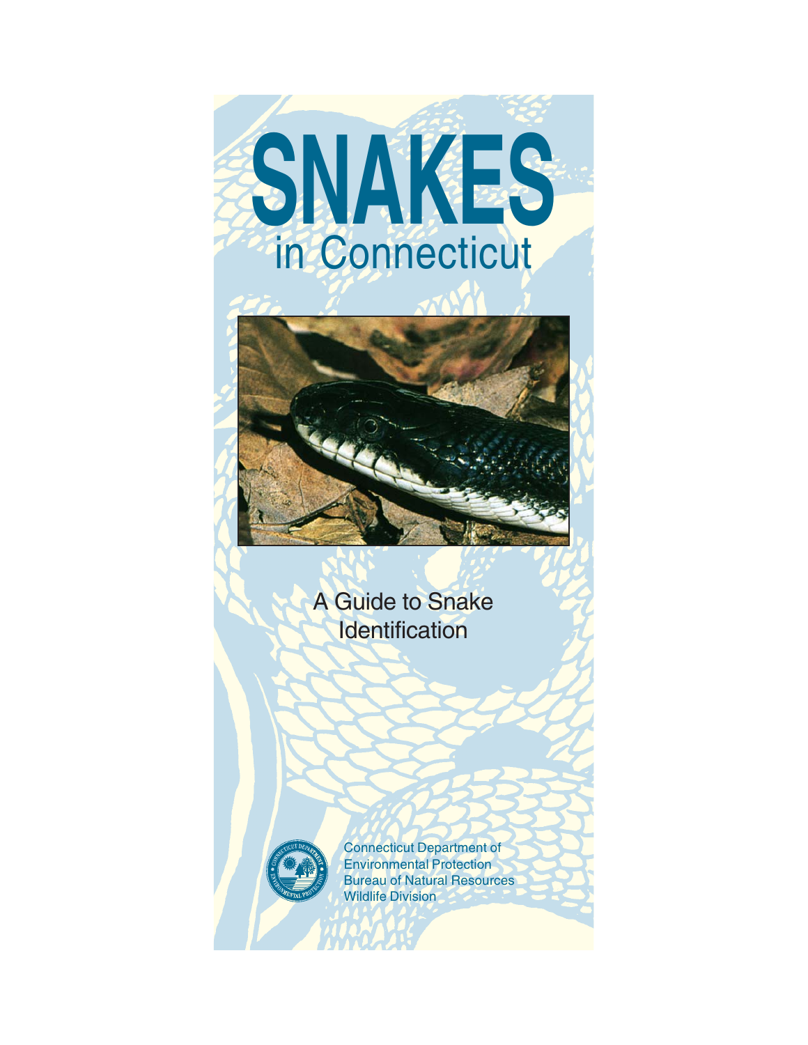# SNAKES

## in Connecticut

A Guide to Snake Identification

Connecticut Department of Environmental Protection
Bureau of Natural Resources
Wildlife Division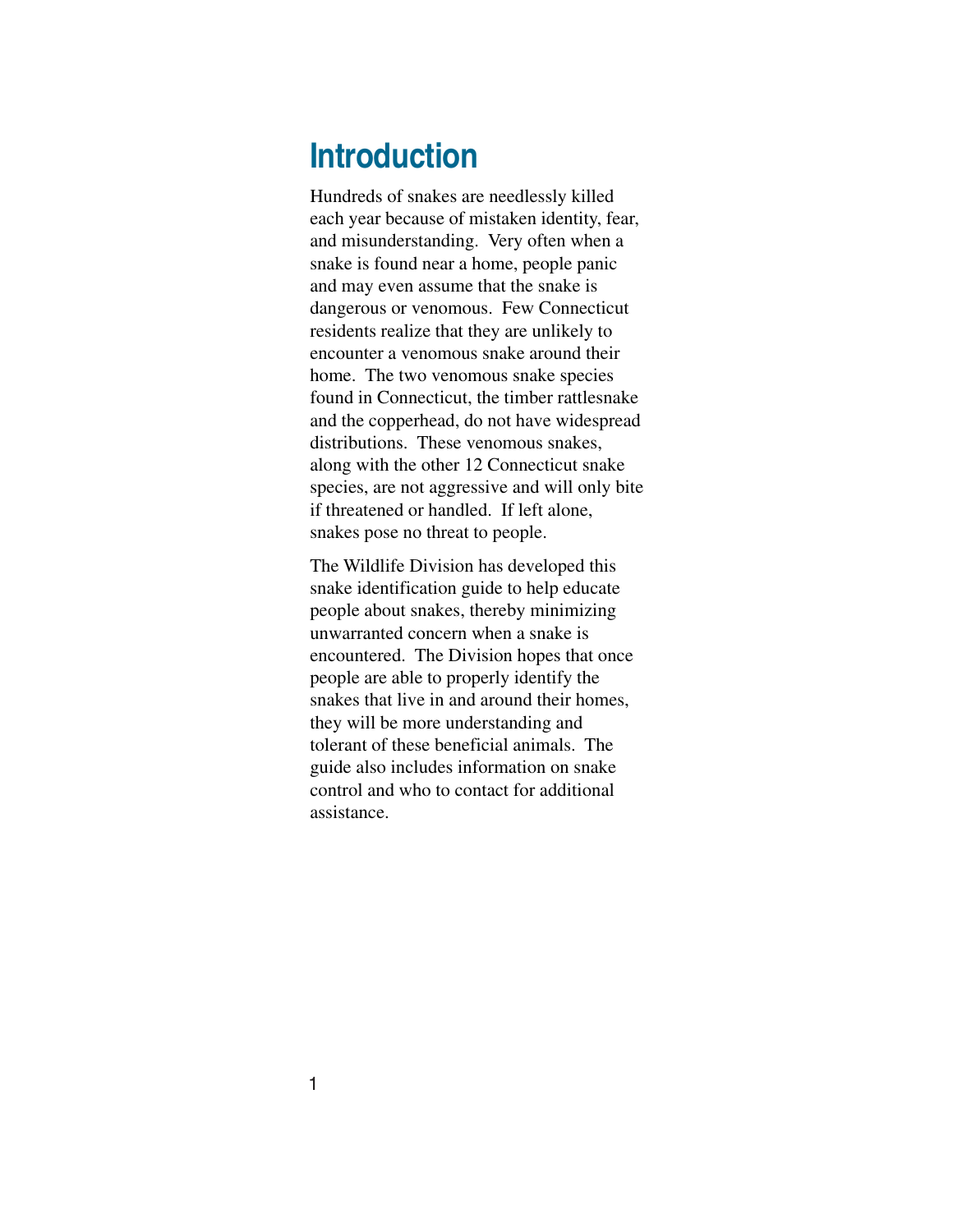# Introduction

Hundreds of snakes are needlessly killed each year because of mistaken identity, fear, and misunderstanding. Very often when a snake is found near a home, people panic and may even assume that the snake is dangerous or venomous. Few Connecticut residents realize that they are unlikely to encounter a venomous snake around their home. The two venomous snake species found in Connecticut, the timber rattlesnake and the copperhead, do not have widespread distributions. These venomous snakes, along with the other 12 Connecticut snake species, are not aggressive and will only bite if threatened or handled. If left alone, snakes pose no threat to people.

The Wildlife Division has developed this snake identification guide to help educate people about snakes, thereby minimizing unwarranted concern when a snake is encountered. The Division hopes that once people are able to properly identify the snakes that live in and around their homes, they will be more understanding and tolerant of these beneficial animals. The guide also includes information on snake control and who to contact for additional assistance.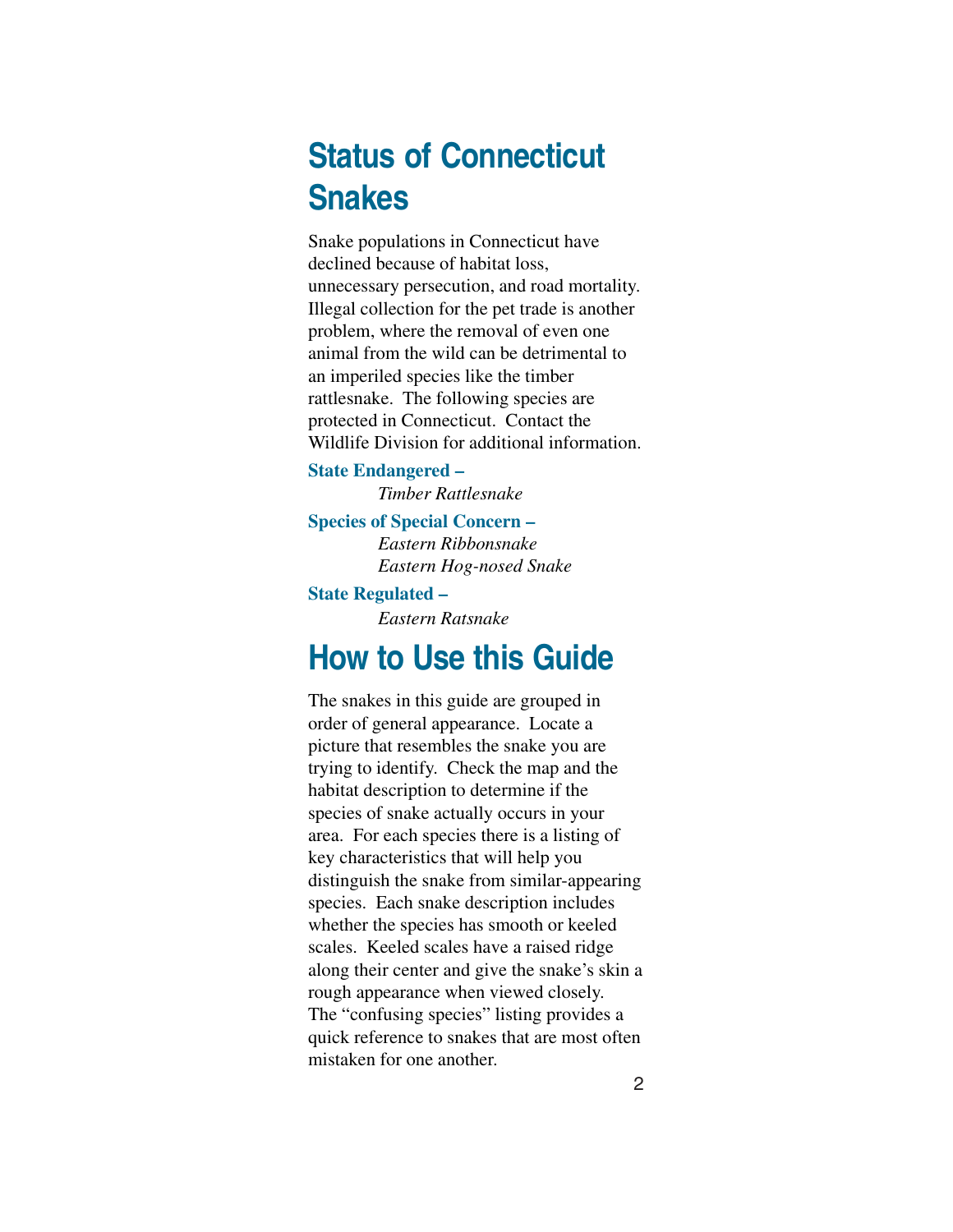## Status of Connecticut Snakes

Snake populations in Connecticut have declined because of habitat loss, unnecessary persecution, and road mortality. Illegal collection for the pet trade is another problem, where the removal of even one animal from the wild can be detrimental to an imperiled species like the timber rattlesnake. The following species are protected in Connecticut. Contact the Wildlife Division for additional information.

**State Endangered –**

*Timber Rattlesnake*

**Species of Special Concern –**

*Eastern Ribbonsnake*
*Eastern Hog-nosed Snake*

**State Regulated –**

*Eastern Ratsnake*

## How to Use this Guide

The snakes in this guide are grouped in order of general appearance. Locate a picture that resembles the snake you are trying to identify. Check the map and the habitat description to determine if the species of snake actually occurs in your area. For each species there is a listing of key characteristics that will help you distinguish the snake from similar-appearing species. Each snake description includes whether the species has smooth or keeled scales. Keeled scales have a raised ridge along their center and give the snake's skin a rough appearance when viewed closely. The "confusing species" listing provides a quick reference to snakes that are most often mistaken for one another.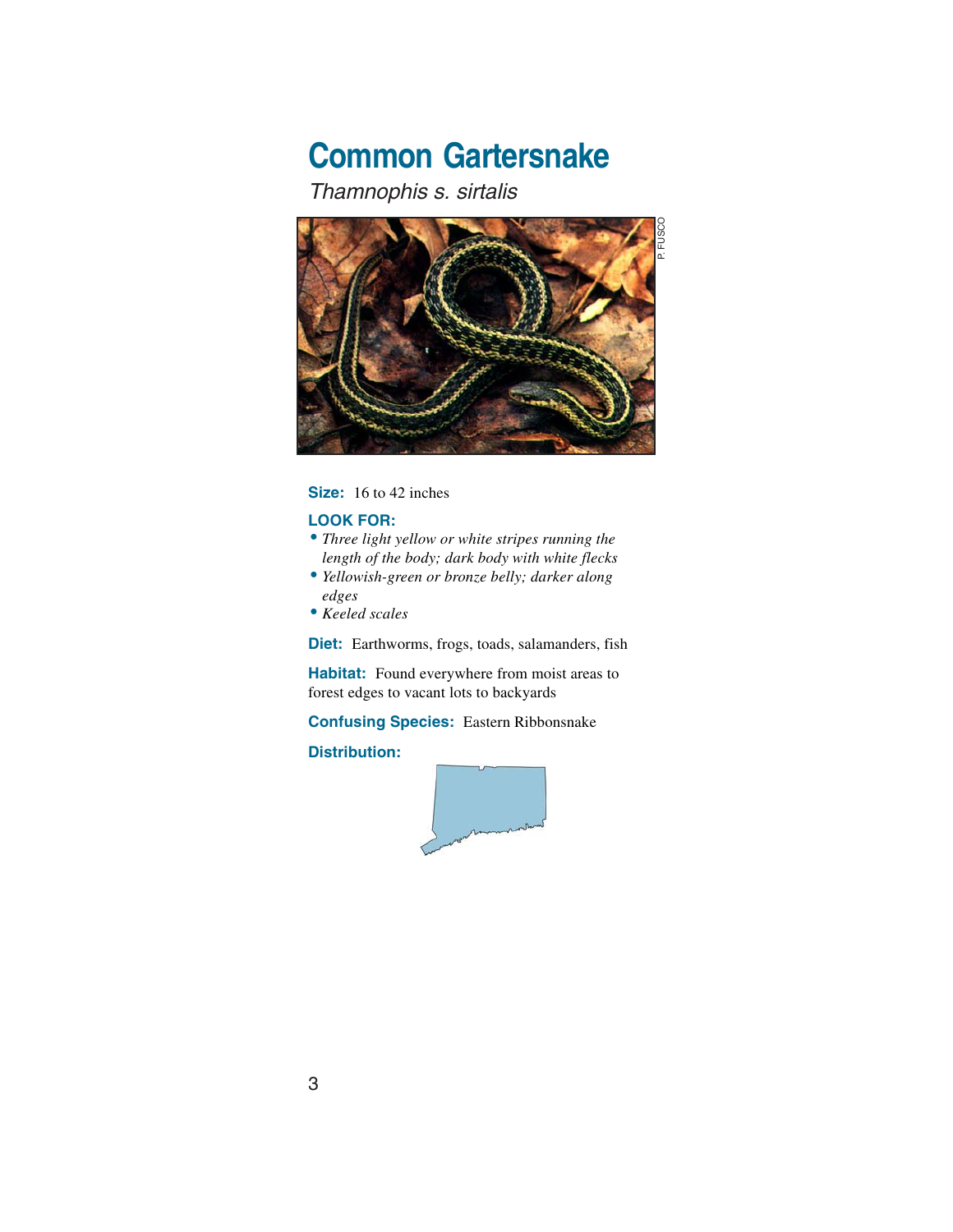# Common Gartersnake

*Thamnophis s. sirtalis*

P. FUSCO

**Size:** 16 to 42 inches

**LOOK FOR:**

- *Three light yellow or white stripes running the length of the body; dark body with white flecks*
- *Yellowish-green or bronze belly; darker along edges*
- *Keeled scales*

**Diet:** Earthworms, frogs, toads, salamanders, fish

**Habitat:** Found everywhere from moist areas to forest edges to vacant lots to backyards

**Confusing Species:** Eastern Ribbonsnake

**Distribution:**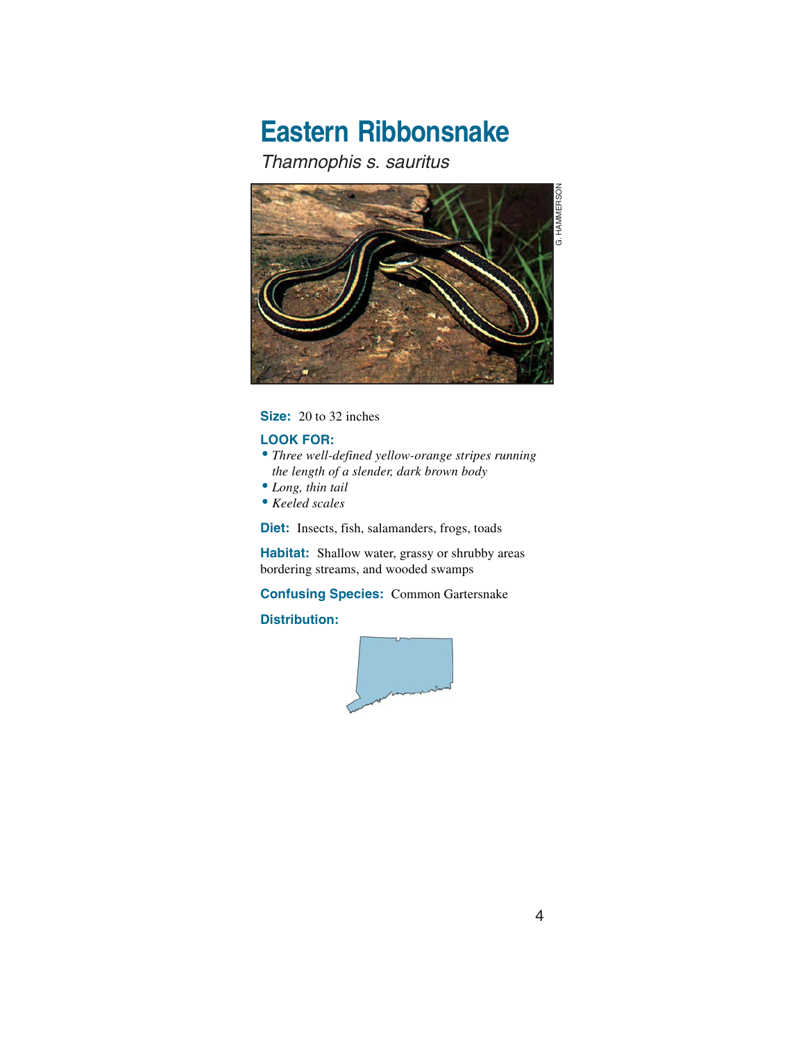# Eastern Ribbonsnake

*Thamnophis s. sauritus*

G. HAMMERSON

**Size:** 20 to 32 inches

**LOOK FOR:**

- *Three well-defined yellow-orange stripes running the length of a slender, dark brown body*
- *Long, thin tail*
- *Keeled scales*

**Diet:** Insects, fish, salamanders, frogs, toads

**Habitat:** Shallow water, grassy or shrubby areas bordering streams, and wooded swamps

**Confusing Species:** Common Gartersnake

**Distribution:**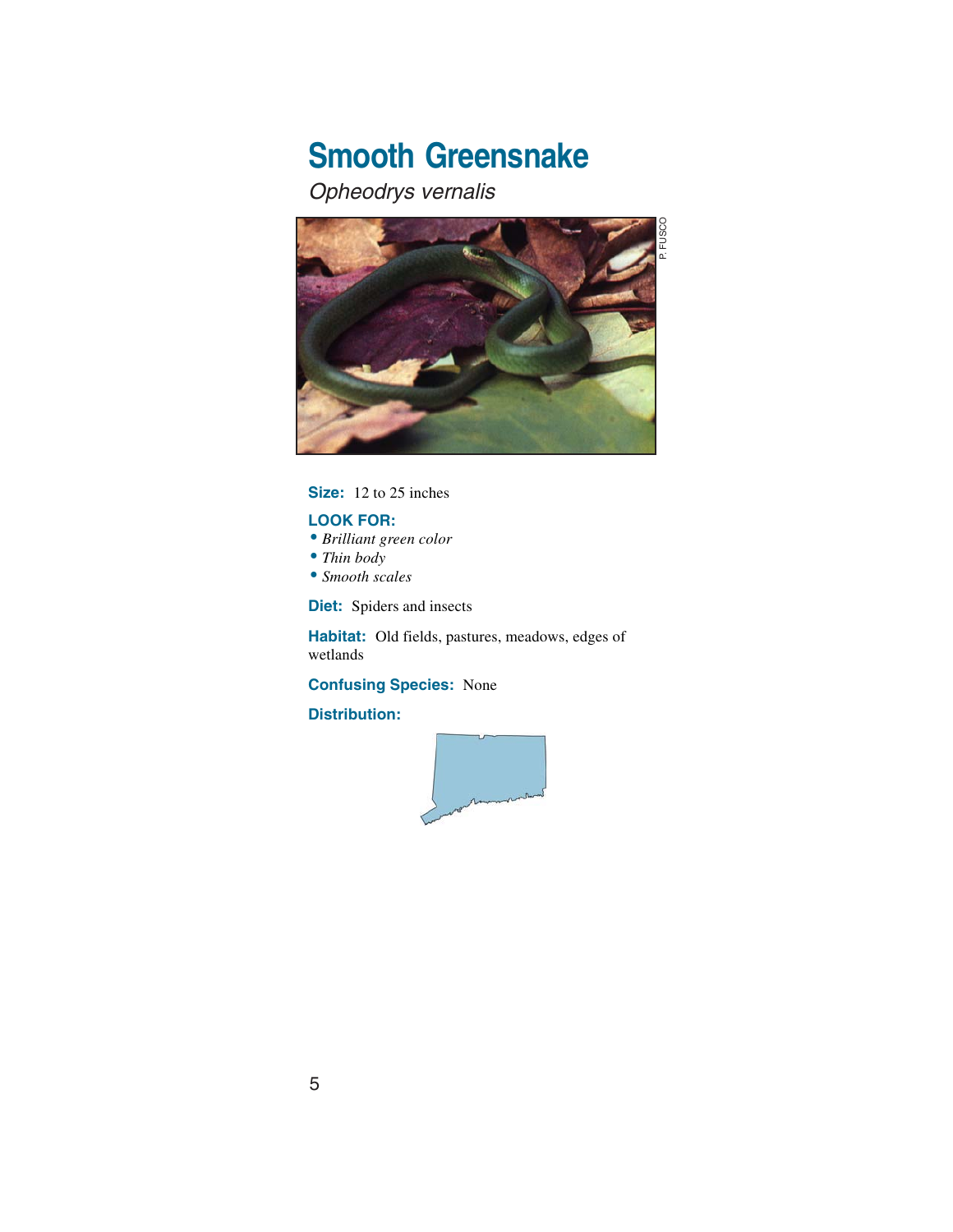# Smooth Greensnake

*Opheodrys vernalis*

P. FUSCO

**Size:** 12 to 25 inches

**LOOK FOR:**

- *Brilliant green color*
- *Thin body*
- *Smooth scales*

**Diet:** Spiders and insects

**Habitat:** Old fields, pastures, meadows, edges of wetlands

**Confusing Species:** None

**Distribution:**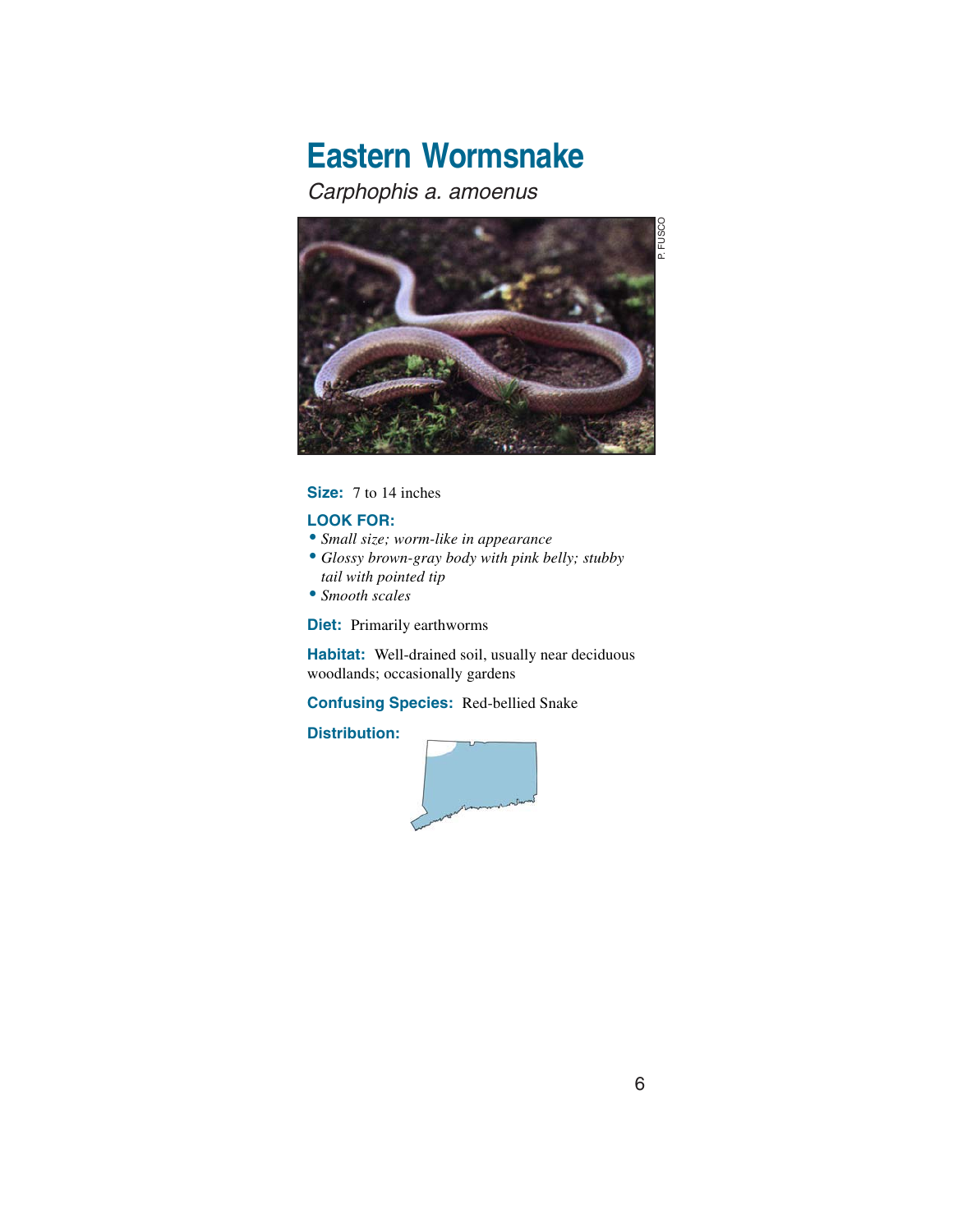# Eastern Wormsnake

*Carphophis a. amoenus*

P. FUSCO

**Size:** 7 to 14 inches

**LOOK FOR:**

- *Small size; worm-like in appearance*
- *Glossy brown-gray body with pink belly; stubby tail with pointed tip*
- *Smooth scales*

**Diet:** Primarily earthworms

**Habitat:** Well-drained soil, usually near deciduous woodlands; occasionally gardens

**Confusing Species:** Red-bellied Snake

**Distribution:**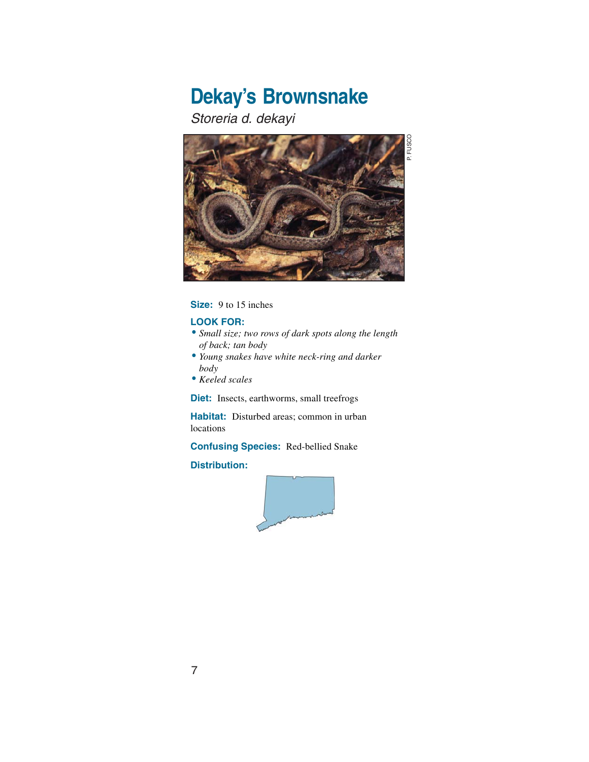# Dekay's Brownsnake

*Storeria d. dekayi*

P. FUSCO

**Size:** 9 to 15 inches

**LOOK FOR:**

- *Small size; two rows of dark spots along the length of back; tan body*
- *Young snakes have white neck-ring and darker body*
- *Keeled scales*

**Diet:** Insects, earthworms, small treefrogs

**Habitat:** Disturbed areas; common in urban locations

**Confusing Species:** Red-bellied Snake

**Distribution:**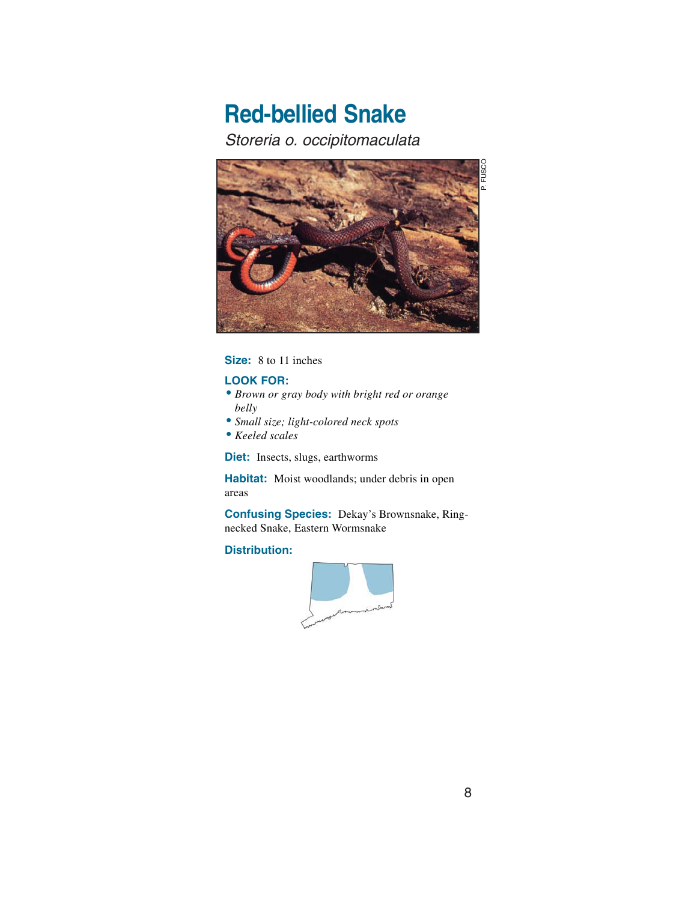# Red-bellied Snake

*Storeria o. occipitomaculata*

P. FUSCO

**Size:** 8 to 11 inches

**LOOK FOR:**

- *Brown or gray body with bright red or orange belly*
- *Small size; light-colored neck spots*
- *Keeled scales*

**Diet:** Insects, slugs, earthworms

**Habitat:** Moist woodlands; under debris in open areas

**Confusing Species:** Dekay's Brownsnake, Ring-necked Snake, Eastern Wormsnake

**Distribution:**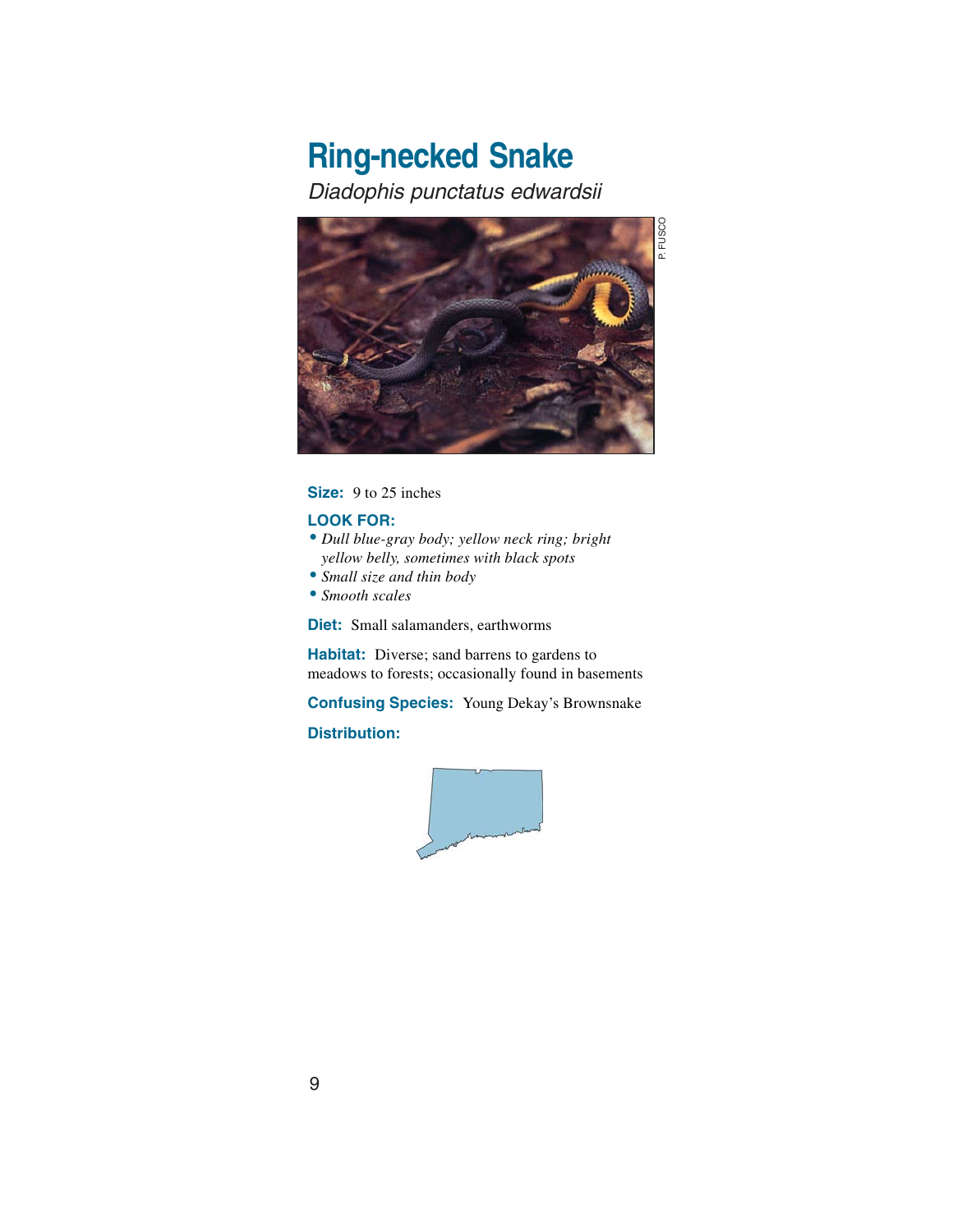# Ring-necked Snake

*Diadophis punctatus edwardsii*

P. FUSCO

**Size:** 9 to 25 inches

**LOOK FOR:**

- *Dull blue-gray body; yellow neck ring; bright yellow belly, sometimes with black spots*
- *Small size and thin body*
- *Smooth scales*

**Diet:** Small salamanders, earthworms

**Habitat:** Diverse; sand barrens to gardens to meadows to forests; occasionally found in basements

**Confusing Species:** Young Dekay's Brownsnake

**Distribution:**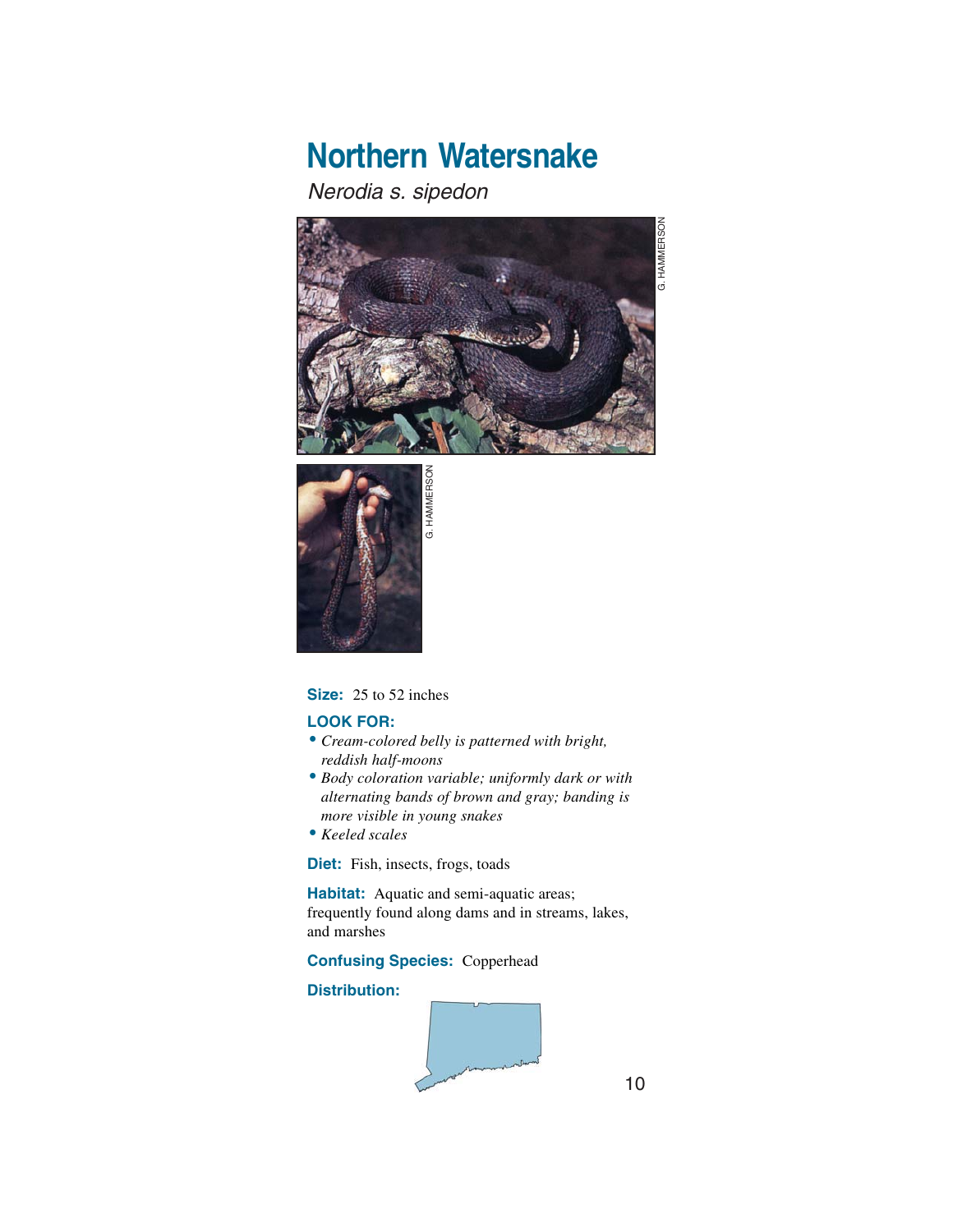# Northern Watersnake

*Nerodia s. sipedon*

G. HAMMERSON

G. HAMMERSON

**Size:** 25 to 52 inches

**LOOK FOR:**

- *Cream-colored belly is patterned with bright, reddish half-moons*
- *Body coloration variable; uniformly dark or with alternating bands of brown and gray; banding is more visible in young snakes*
- *Keeled scales*

**Diet:** Fish, insects, frogs, toads

**Habitat:** Aquatic and semi-aquatic areas; frequently found along dams and in streams, lakes, and marshes

**Confusing Species:** Copperhead

**Distribution:**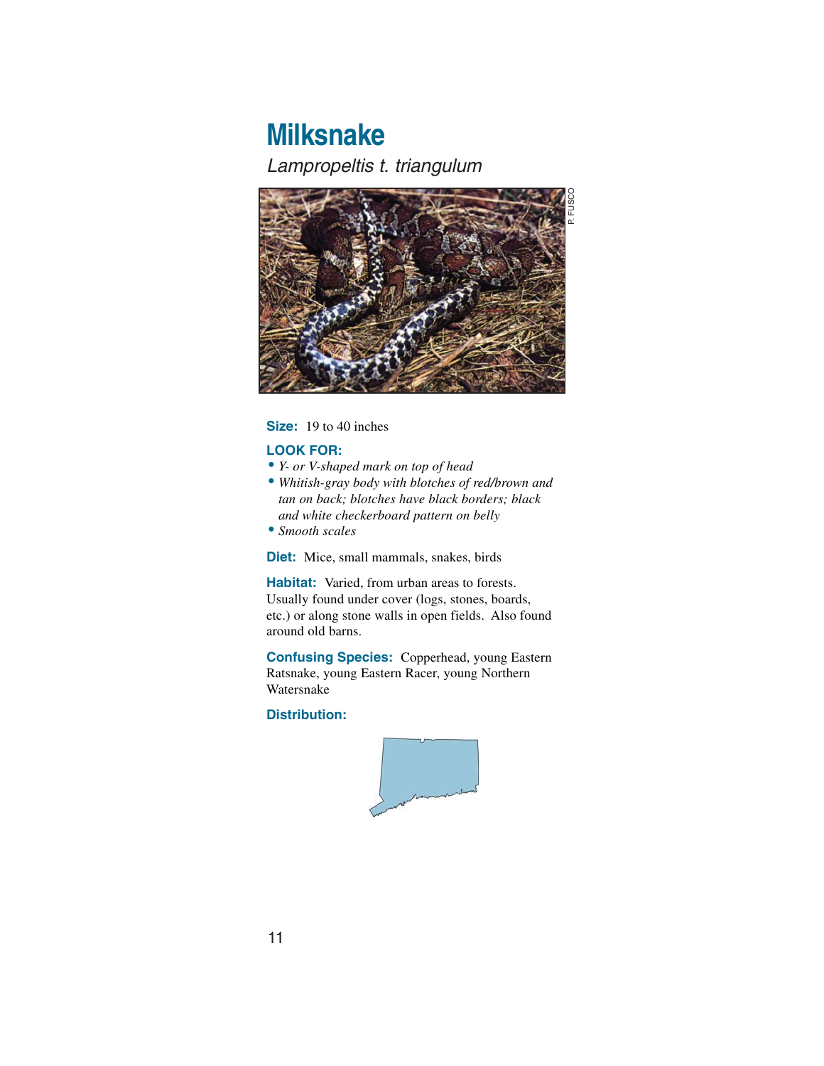# Milksnake

*Lampropeltis t. triangulum*

P. FUSCO

**Size:** 19 to 40 inches

**LOOK FOR:**

- *Y- or V-shaped mark on top of head*
- *Whitish-gray body with blotches of red/brown and tan on back; blotches have black borders; black and white checkerboard pattern on belly*
- *Smooth scales*

**Diet:** Mice, small mammals, snakes, birds

**Habitat:** Varied, from urban areas to forests. Usually found under cover (logs, stones, boards, etc.) or along stone walls in open fields. Also found around old barns.

**Confusing Species:** Copperhead, young Eastern Ratsnake, young Eastern Racer, young Northern Watersnake

**Distribution:**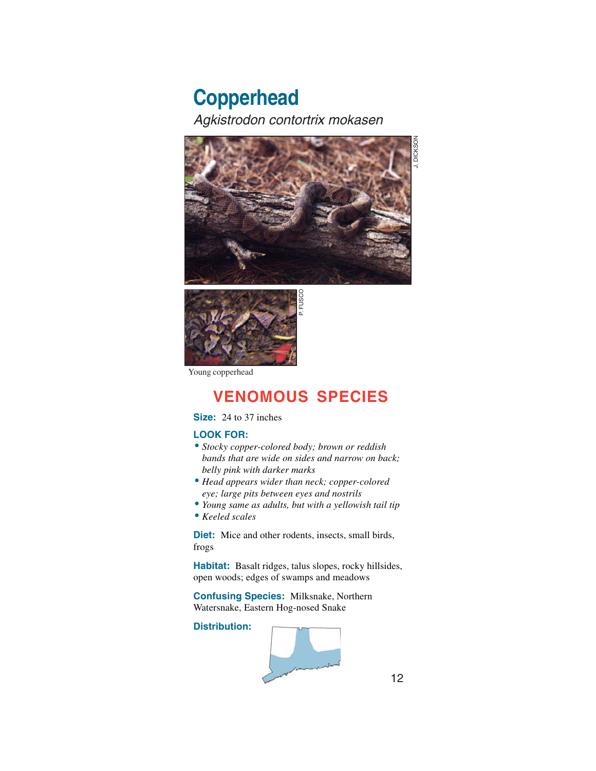# Copperhead

*Agkistrodon contortrix mokasen*

J. DICKSON

P. FUSCO

Young copperhead

## VENOMOUS SPECIES

**Size:** 24 to 37 inches

**LOOK FOR:**

- *Stocky copper-colored body; brown or reddish bands that are wide on sides and narrow on back; belly pink with darker marks*
- *Head appears wider than neck; copper-colored eye; large pits between eyes and nostrils*
- *Young same as adults, but with a yellowish tail tip*
- *Keeled scales*

**Diet:** Mice and other rodents, insects, small birds, frogs

**Habitat:** Basalt ridges, talus slopes, rocky hillsides, open woods; edges of swamps and meadows

**Confusing Species:** Milksnake, Northern Watersnake, Eastern Hog-nosed Snake

**Distribution:**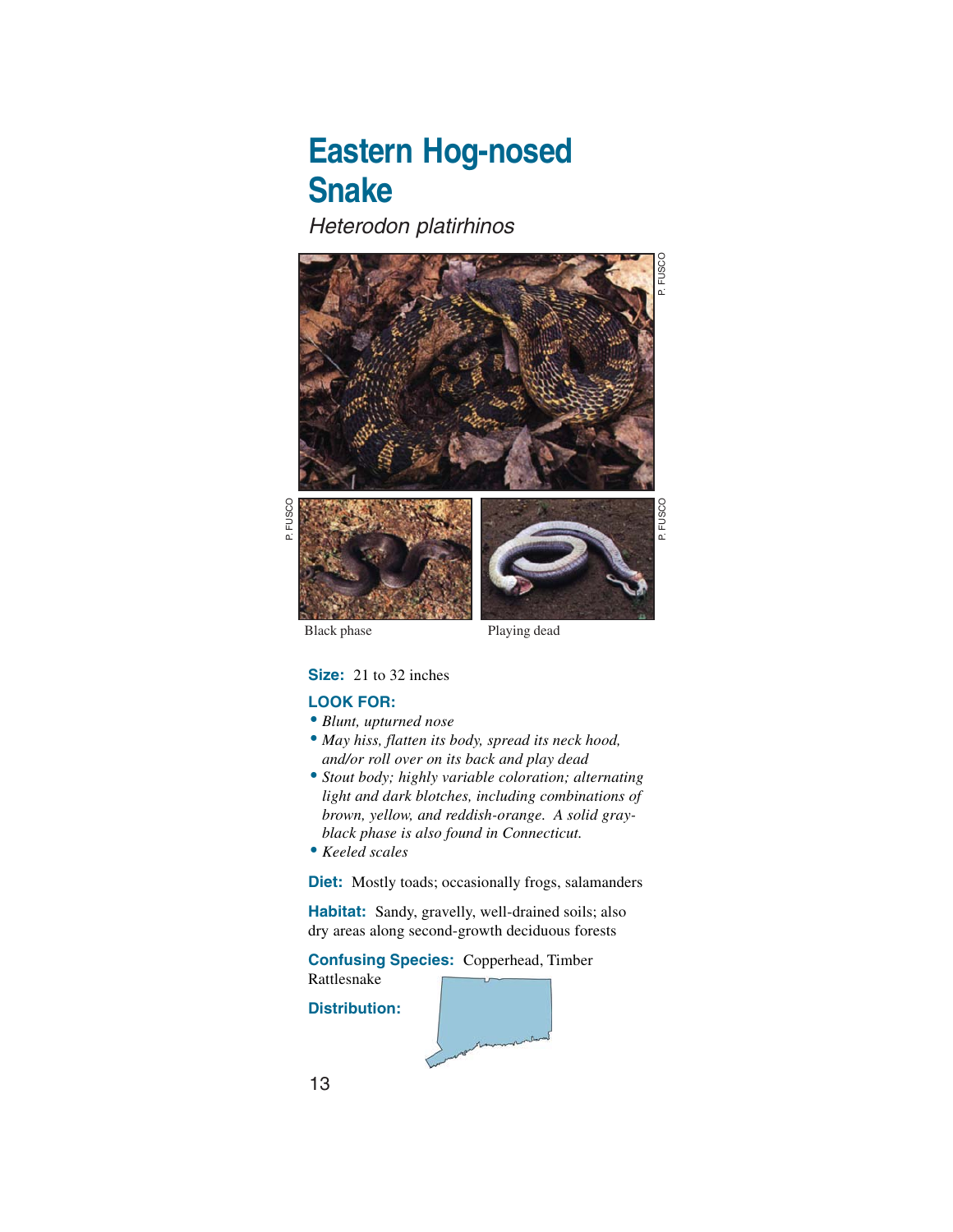# Eastern Hog-nosed Snake

*Heterodon platirhinos*

P. FUSCO

P. FUSCO

P. FUSCO

Black phase

Playing dead

**Size:** 21 to 32 inches

**LOOK FOR:**

- *Blunt, upturned nose*
- *May hiss, flatten its body, spread its neck hood, and/or roll over on its back and play dead*
- *Stout body; highly variable coloration; alternating light and dark blotches, including combinations of brown, yellow, and reddish-orange. A solid gray-black phase is also found in Connecticut.*
- *Keeled scales*

**Diet:** Mostly toads; occasionally frogs, salamanders

**Habitat:** Sandy, gravelly, well-drained soils; also dry areas along second-growth deciduous forests

**Confusing Species:** Copperhead, Timber Rattlesnake

**Distribution:**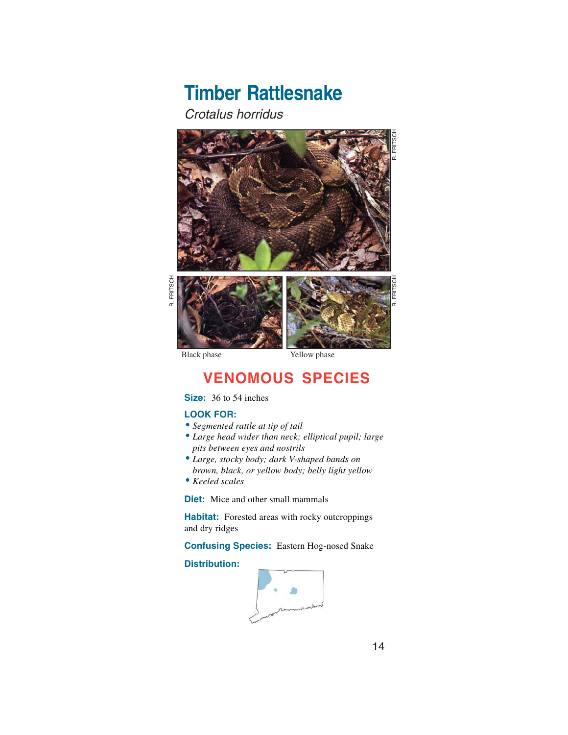# Timber Rattlesnake

*Crotalus horridus*

R. FRITSCH

R. FRITSCH

R. FRITSCH

Black phase

Yellow phase

## VENOMOUS SPECIES

**Size:** 36 to 54 inches

**LOOK FOR:**

- *Segmented rattle at tip of tail*
- *Large head wider than neck; elliptical pupil; large pits between eyes and nostrils*
- *Large, stocky body; dark V-shaped bands on brown, black, or yellow body; belly light yellow*
- *Keeled scales*

**Diet:** Mice and other small mammals

**Habitat:** Forested areas with rocky outcroppings and dry ridges

**Confusing Species:** Eastern Hog-nosed Snake

**Distribution:**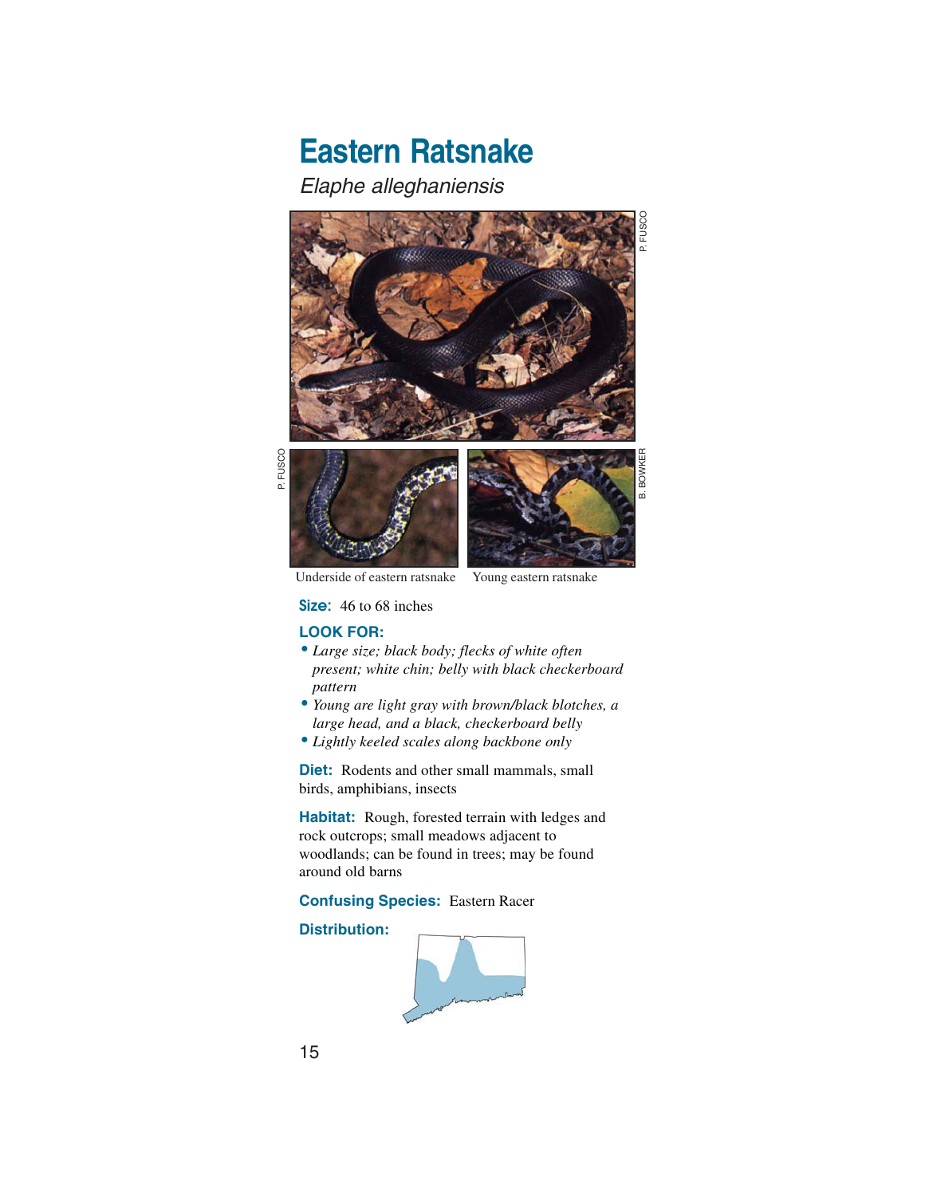# Eastern Ratsnake

*Elaphe alleghaniensis*

P. FUSCO

P. FUSCO

B. BOWKER

Underside of eastern ratsnake

Young eastern ratsnake

**Size:** 46 to 68 inches

**LOOK FOR:**

- *Large size; black body; flecks of white often present; white chin; belly with black checkerboard pattern*
- *Young are light gray with brown/black blotches, a large head, and a black, checkerboard belly*
- *Lightly keeled scales along backbone only*

**Diet:** Rodents and other small mammals, small birds, amphibians, insects

**Habitat:** Rough, forested terrain with ledges and rock outcrops; small meadows adjacent to woodlands; can be found in trees; may be found around old barns

**Confusing Species:** Eastern Racer

**Distribution:**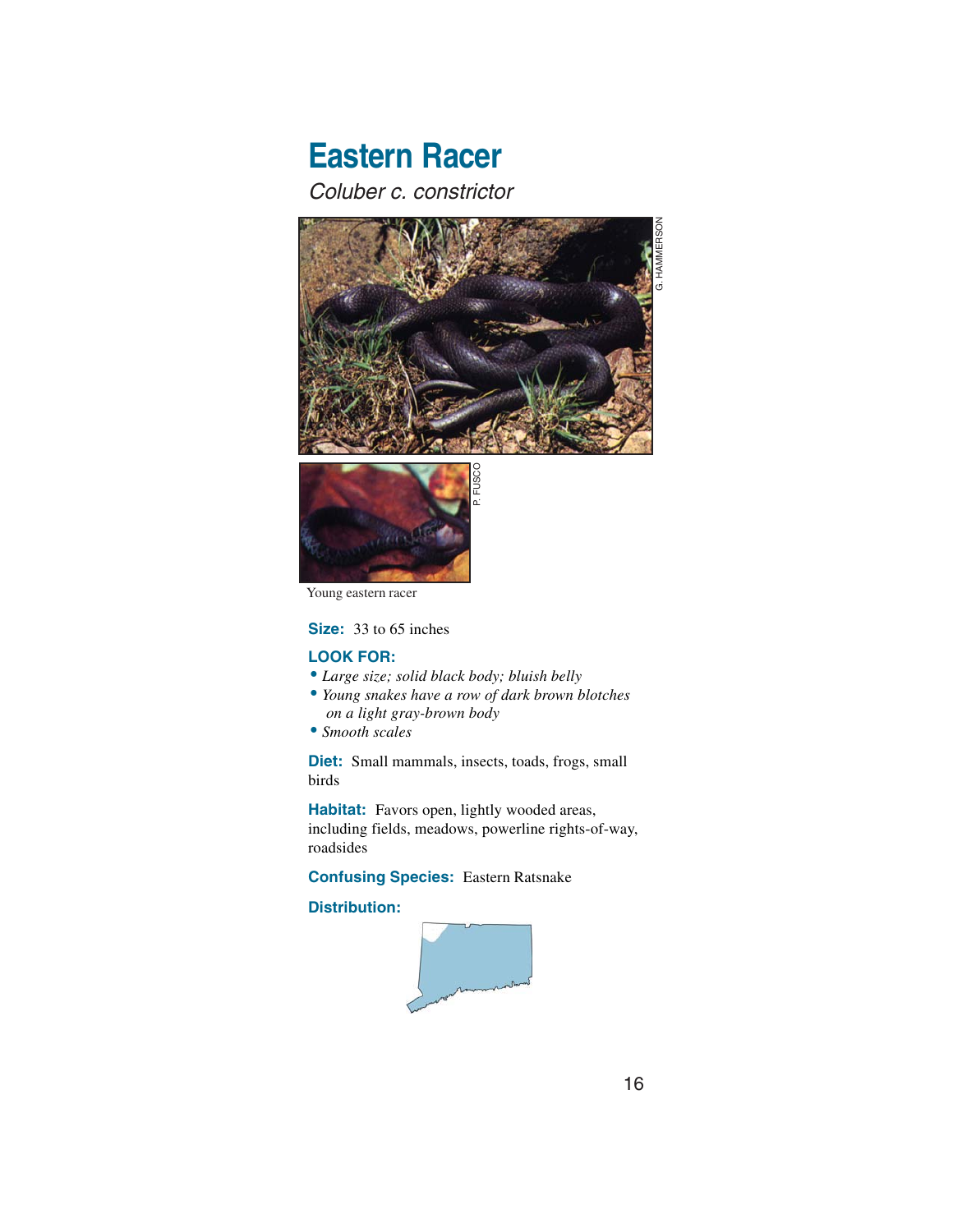# Eastern Racer

*Coluber c. constrictor*

G. HAMMERSON

P. FUSCO

Young eastern racer

**Size:** 33 to 65 inches

**LOOK FOR:**

- *Large size; solid black body; bluish belly*
- *Young snakes have a row of dark brown blotches on a light gray-brown body*
- *Smooth scales*

**Diet:** Small mammals, insects, toads, frogs, small birds

**Habitat:** Favors open, lightly wooded areas, including fields, meadows, powerline rights-of-way, roadsides

**Confusing Species:** Eastern Ratsnake

**Distribution:**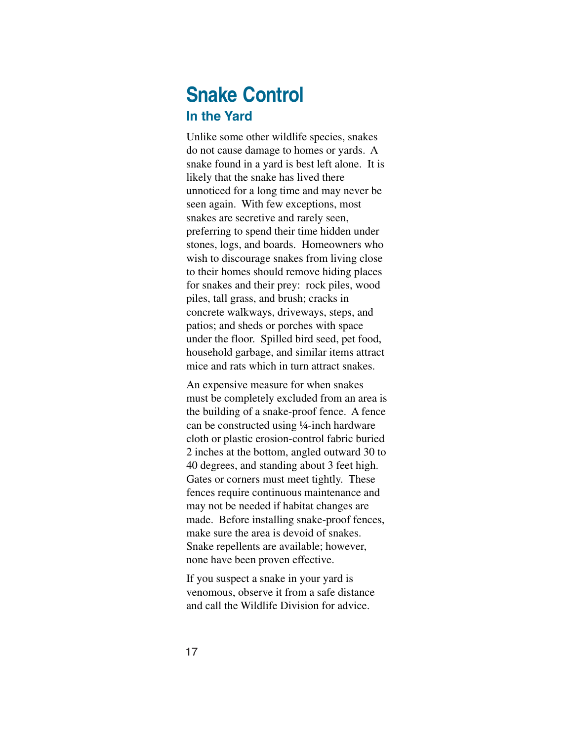# Snake Control

## In the Yard

Unlike some other wildlife species, snakes do not cause damage to homes or yards. A snake found in a yard is best left alone. It is likely that the snake has lived there unnoticed for a long time and may never be seen again. With few exceptions, most snakes are secretive and rarely seen, preferring to spend their time hidden under stones, logs, and boards. Homeowners who wish to discourage snakes from living close to their homes should remove hiding places for snakes and their prey: rock piles, wood piles, tall grass, and brush; cracks in concrete walkways, driveways, steps, and patios; and sheds or porches with space under the floor. Spilled bird seed, pet food, household garbage, and similar items attract mice and rats which in turn attract snakes.

An expensive measure for when snakes must be completely excluded from an area is the building of a snake-proof fence. A fence can be constructed using ¼-inch hardware cloth or plastic erosion-control fabric buried 2 inches at the bottom, angled outward 30 to 40 degrees, and standing about 3 feet high. Gates or corners must meet tightly. These fences require continuous maintenance and may not be needed if habitat changes are made. Before installing snake-proof fences, make sure the area is devoid of snakes. Snake repellents are available; however, none have been proven effective.

If you suspect a snake in your yard is venomous, observe it from a safe distance and call the Wildlife Division for advice.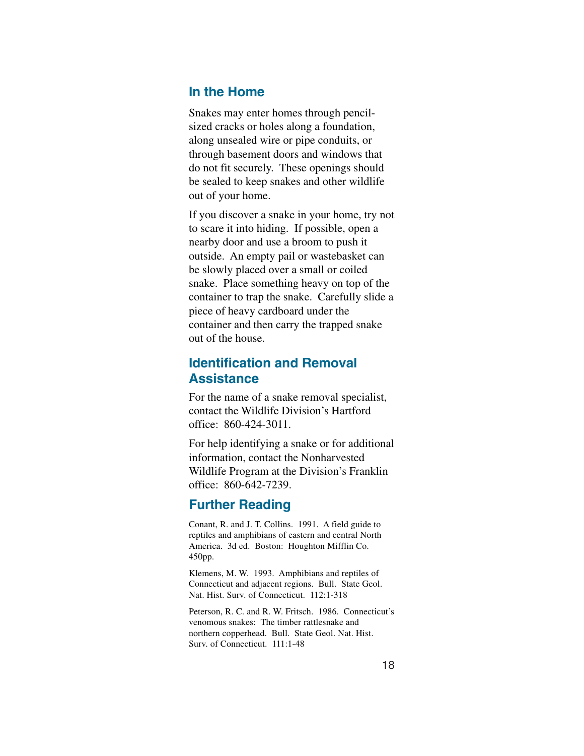## In the Home

Snakes may enter homes through pencil-sized cracks or holes along a foundation, along unsealed wire or pipe conduits, or through basement doors and windows that do not fit securely. These openings should be sealed to keep snakes and other wildlife out of your home.

If you discover a snake in your home, try not to scare it into hiding. If possible, open a nearby door and use a broom to push it outside. An empty pail or wastebasket can be slowly placed over a small or coiled snake. Place something heavy on top of the container to trap the snake. Carefully slide a piece of heavy cardboard under the container and then carry the trapped snake out of the house.

## Identification and Removal Assistance

For the name of a snake removal specialist, contact the Wildlife Division's Hartford office: 860-424-3011.

For help identifying a snake or for additional information, contact the Nonharvested Wildlife Program at the Division's Franklin office: 860-642-7239.

## Further Reading

Conant, R. and J. T. Collins. 1991. A field guide to reptiles and amphibians of eastern and central North America. 3d ed. Boston: Houghton Mifflin Co. 450pp.

Klemens, M. W. 1993. Amphibians and reptiles of Connecticut and adjacent regions. Bull. State Geol. Nat. Hist. Surv. of Connecticut. 112:1-318

Peterson, R. C. and R. W. Fritsch. 1986. Connecticut's venomous snakes: The timber rattlesnake and northern copperhead. Bull. State Geol. Nat. Hist. Surv. of Connecticut. 111:1-48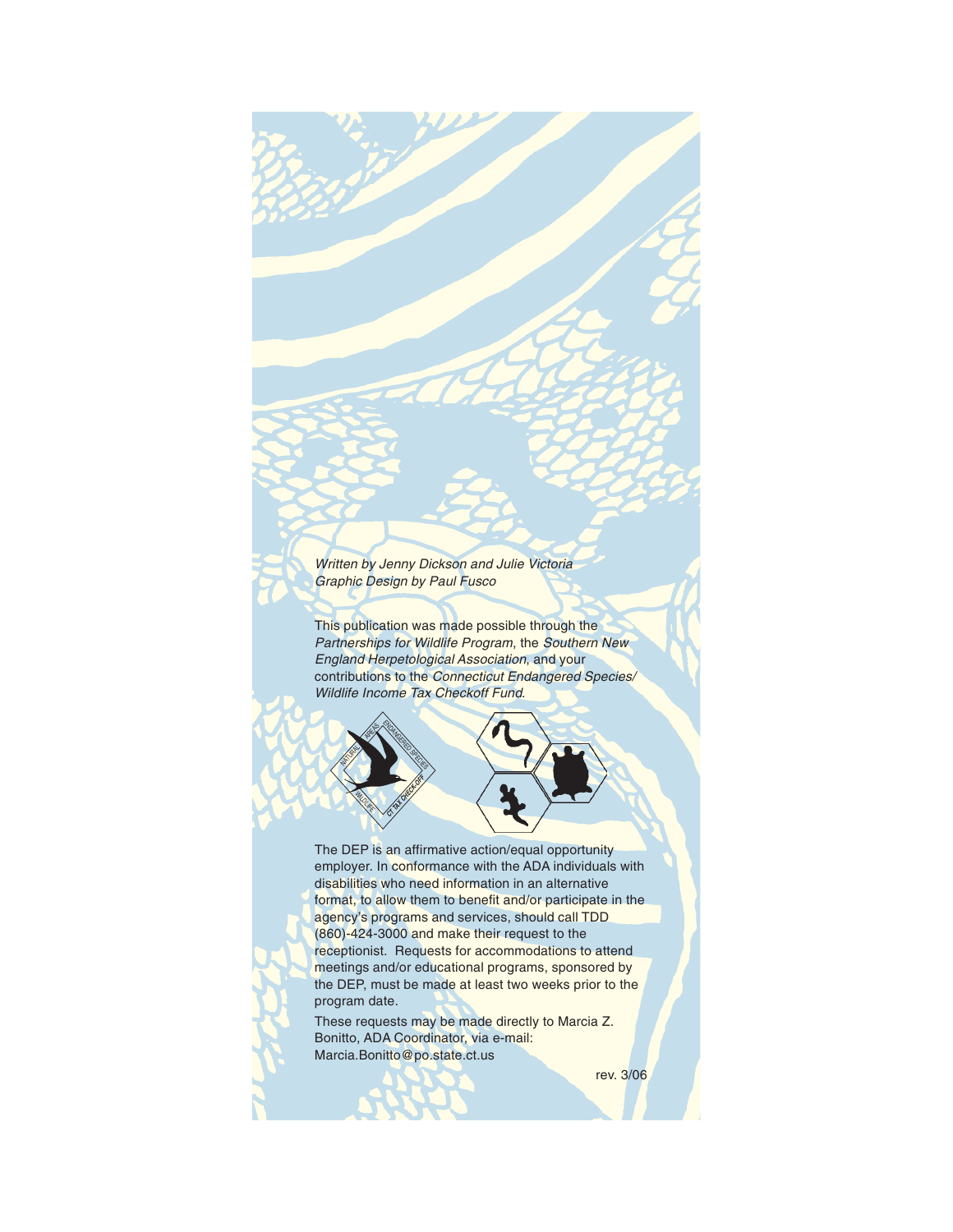*Written by Jenny Dickson and Julie Victoria*
*Graphic Design by Paul Fusco*

This publication was made possible through the *Partnerships for Wildlife Program*, the *Southern New England Herpetological Association*, and your contributions to the *Connecticut Endangered Species/ Wildlife Income Tax Checkoff Fund*.

The DEP is an affirmative action/equal opportunity employer. In conformance with the ADA individuals with disabilities who need information in an alternative format, to allow them to benefit and/or participate in the agency's programs and services, should call TDD (860)-424-3000 and make their request to the receptionist. Requests for accommodations to attend meetings and/or educational programs, sponsored by the DEP, must be made at least two weeks prior to the program date.

These requests may be made directly to Marcia Z. Bonitto, ADA Coordinator, via e-mail: Marcia.Bonitto@po.state.ct.us

rev. 3/06